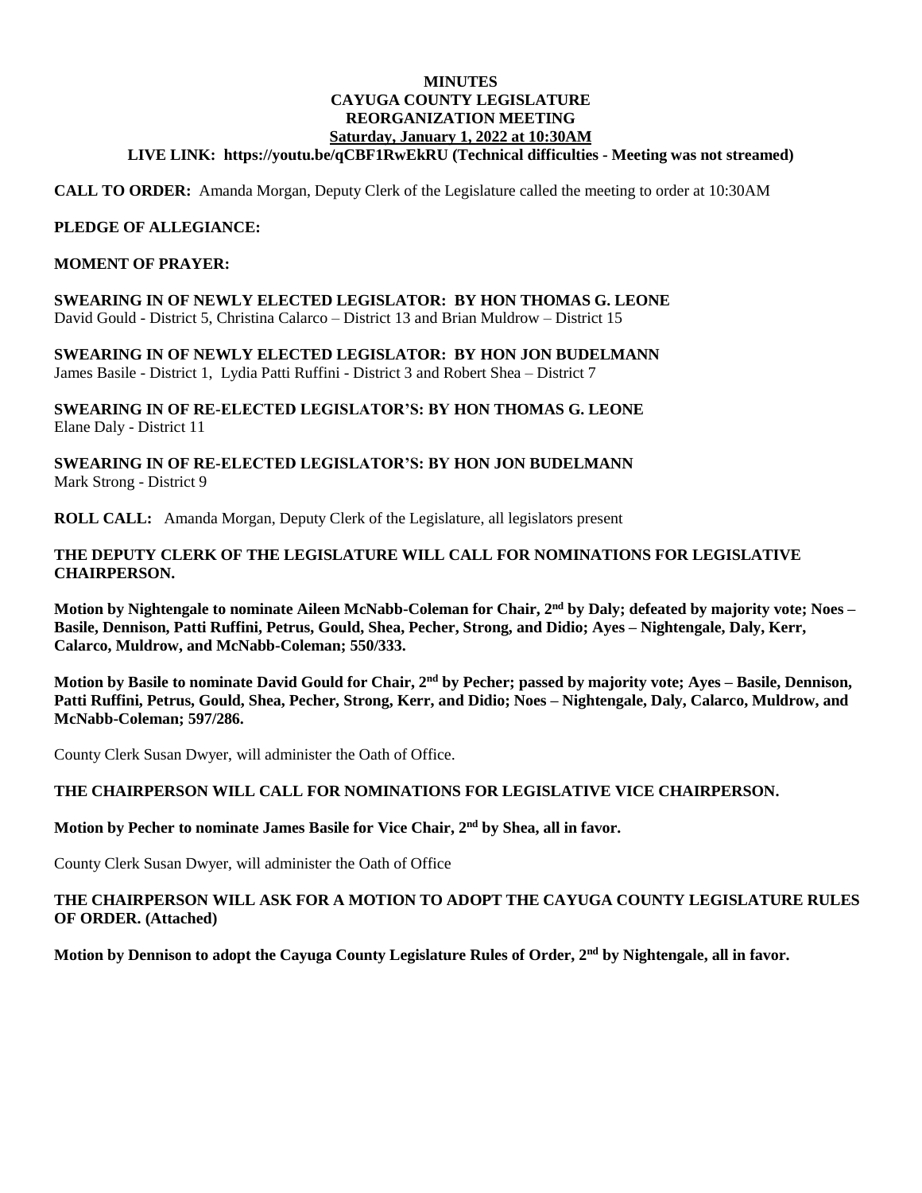# MINUTES
# CAYUGA COUNTY LEGISLATURE
# REORGANIZATION MEETING
## Saturday, January 1, 2022 at 10:30AM
**LIVE LINK: https://youtu.be/qCBF1RwEkRU (Technical difficulties - Meeting was not streamed)**

**CALL TO ORDER:** Amanda Morgan, Deputy Clerk of the Legislature called the meeting to order at 10:30AM

**PLEDGE OF ALLEGIANCE:**

**MOMENT OF PRAYER:**

**SWEARING IN OF NEWLY ELECTED LEGISLATOR: BY HON THOMAS G. LEONE**
David Gould - District 5, Christina Calarco – District 13 and Brian Muldrow – District 15

**SWEARING IN OF NEWLY ELECTED LEGISLATOR: BY HON JON BUDELMANN**
James Basile - District 1, Lydia Patti Ruffini - District 3 and Robert Shea – District 7

**SWEARING IN OF RE-ELECTED LEGISLATOR'S: BY HON THOMAS G. LEONE**
Elane Daly - District 11

**SWEARING IN OF RE-ELECTED LEGISLATOR'S: BY HON JON BUDELMANN**
Mark Strong - District 9

**ROLL CALL:** Amanda Morgan, Deputy Clerk of the Legislature, all legislators present

**THE DEPUTY CLERK OF THE LEGISLATURE WILL CALL FOR NOMINATIONS FOR LEGISLATIVE CHAIRPERSON.**

**Motion by Nightengale to nominate Aileen McNabb-Coleman for Chair, 2nd by Daly; defeated by majority vote; Noes – Basile, Dennison, Patti Ruffini, Petrus, Gould, Shea, Pecher, Strong, and Didio; Ayes – Nightengale, Daly, Kerr, Calarco, Muldrow, and McNabb-Coleman; 550/333.**

**Motion by Basile to nominate David Gould for Chair, 2nd by Pecher; passed by majority vote; Ayes – Basile, Dennison, Patti Ruffini, Petrus, Gould, Shea, Pecher, Strong, Kerr, and Didio; Noes – Nightengale, Daly, Calarco, Muldrow, and McNabb-Coleman; 597/286.**

County Clerk Susan Dwyer, will administer the Oath of Office.

**THE CHAIRPERSON WILL CALL FOR NOMINATIONS FOR LEGISLATIVE VICE CHAIRPERSON.**

**Motion by Pecher to nominate James Basile for Vice Chair, 2nd by Shea, all in favor.**

County Clerk Susan Dwyer, will administer the Oath of Office

**THE CHAIRPERSON WILL ASK FOR A MOTION TO ADOPT THE CAYUGA COUNTY LEGISLATURE RULES OF ORDER. (Attached)**

**Motion by Dennison to adopt the Cayuga County Legislature Rules of Order, 2nd by Nightengale, all in favor.**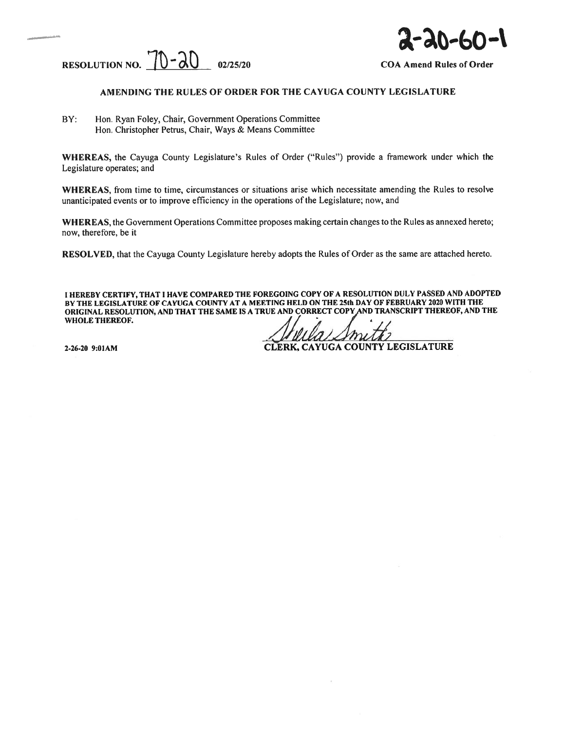**2-20-60-1**

**RESOLUTION NO.** 70-20 **02/25/20**

**COA Amend Rules of Order**

**AMENDING THE RULES OF ORDER FOR THE CAYUGA COUNTY LEGISLATURE**

BY: Hon. Ryan Foley, Chair, Government Operations Committee
Hon. Christopher Petrus, Chair, Ways & Means Committee

**WHEREAS,** the Cayuga County Legislature's Rules of Order ("Rules") provide a framework under which the Legislature operates; and

**WHEREAS,** from time to time, circumstances or situations arise which necessitate amending the Rules to resolve unanticipated events or to improve efficiency in the operations of the Legislature; now, and

**WHEREAS,** the Government Operations Committee proposes making certain changes to the Rules as annexed hereto; now, therefore, be it

**RESOLVED,** that the Cayuga County Legislature hereby adopts the Rules of Order as the same are attached hereto.

**I HEREBY CERTIFY, THAT I HAVE COMPARED THE FOREGOING COPY OF A RESOLUTION DULY PASSED AND ADOPTED BY THE LEGISLATURE OF CAYUGA COUNTY AT A MEETING HELD ON THE 25th DAY OF FEBRUARY 2020 WITH THE ORIGINAL RESOLUTION, AND THAT THE SAME IS A TRUE AND CORRECT COPY AND TRANSCRIPT THEREOF, AND THE WHOLE THEREOF.**

Sheila Smith

**2-26-20 9:01AM**

**CLERK, CAYUGA COUNTY LEGISLATURE**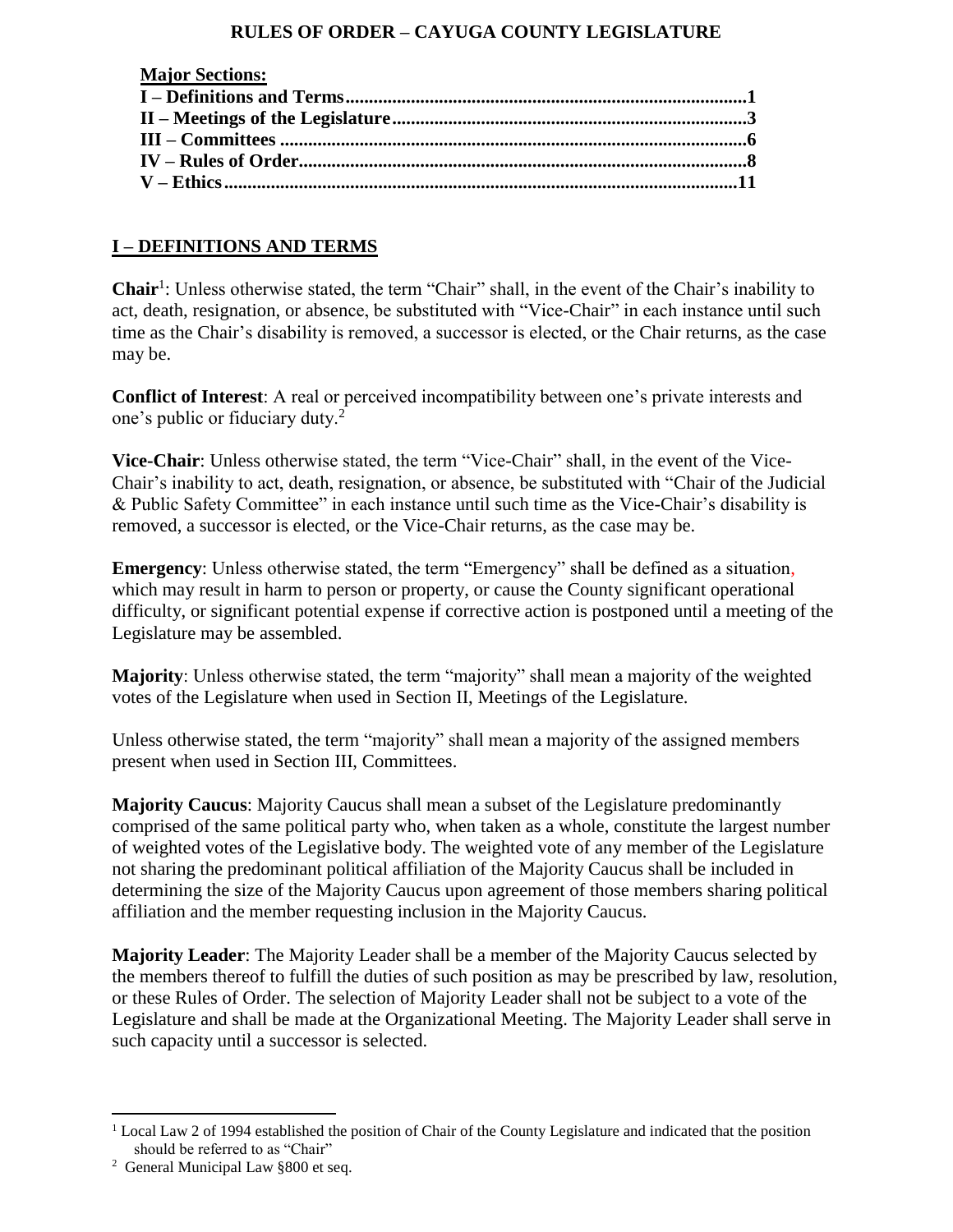**RULES OF ORDER – CAYUGA COUNTY LEGISLATURE**

**Major Sections:**

**I – Definitions and Terms......................................................................................1**
**II – Meetings of the Legislature...........................................................................3**
**III – Committees ..................................................................................................6**
**IV – Rules of Order..............................................................................................8**
**V – Ethics............................................................................................................11**

## I – DEFINITIONS AND TERMS

**Chair**[1]: Unless otherwise stated, the term "Chair" shall, in the event of the Chair's inability to act, death, resignation, or absence, be substituted with "Vice-Chair" in each instance until such time as the Chair's disability is removed, a successor is elected, or the Chair returns, as the case may be.

**Conflict of Interest**: A real or perceived incompatibility between one's private interests and one's public or fiduciary duty.[2]

**Vice-Chair**: Unless otherwise stated, the term "Vice-Chair" shall, in the event of the Vice-Chair's inability to act, death, resignation, or absence, be substituted with "Chair of the Judicial & Public Safety Committee" in each instance until such time as the Vice-Chair's disability is removed, a successor is elected, or the Vice-Chair returns, as the case may be.

**Emergency**: Unless otherwise stated, the term "Emergency" shall be defined as a situation, which may result in harm to person or property, or cause the County significant operational difficulty, or significant potential expense if corrective action is postponed until a meeting of the Legislature may be assembled.

**Majority**: Unless otherwise stated, the term "majority" shall mean a majority of the weighted votes of the Legislature when used in Section II, Meetings of the Legislature.

Unless otherwise stated, the term "majority" shall mean a majority of the assigned members present when used in Section III, Committees.

**Majority Caucus**: Majority Caucus shall mean a subset of the Legislature predominantly comprised of the same political party who, when taken as a whole, constitute the largest number of weighted votes of the Legislative body. The weighted vote of any member of the Legislature not sharing the predominant political affiliation of the Majority Caucus shall be included in determining the size of the Majority Caucus upon agreement of those members sharing political affiliation and the member requesting inclusion in the Majority Caucus.

**Majority Leader**: The Majority Leader shall be a member of the Majority Caucus selected by the members thereof to fulfill the duties of such position as may be prescribed by law, resolution, or these Rules of Order. The selection of Majority Leader shall not be subject to a vote of the Legislature and shall be made at the Organizational Meeting. The Majority Leader shall serve in such capacity until a successor is selected.

---

[1] Local Law 2 of 1994 established the position of Chair of the County Legislature and indicated that the position should be referred to as "Chair"

[2] General Municipal Law §800 et seq.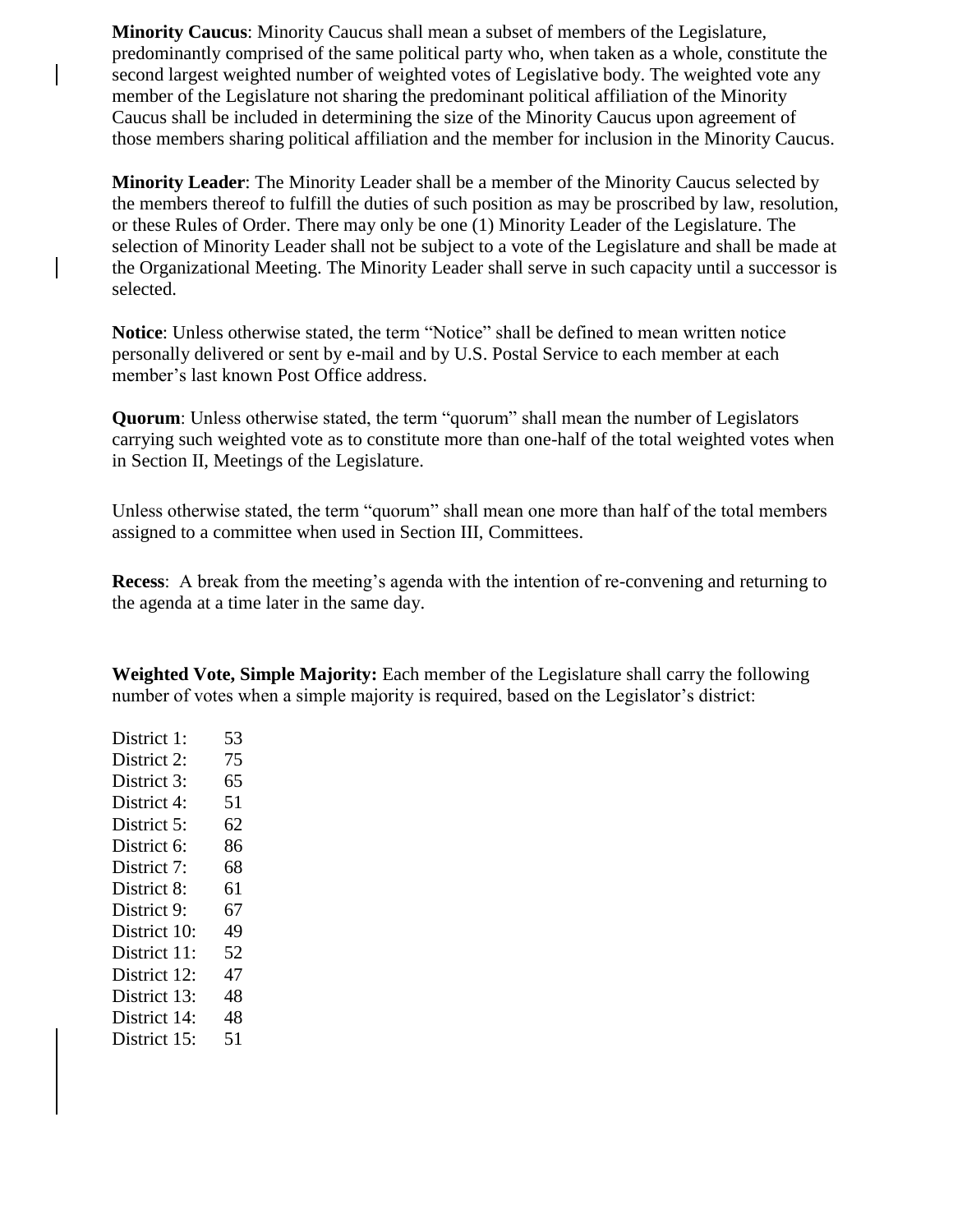**Minority Caucus**: Minority Caucus shall mean a subset of members of the Legislature, predominantly comprised of the same political party who, when taken as a whole, constitute the second largest weighted number of weighted votes of Legislative body. The weighted vote any member of the Legislature not sharing the predominant political affiliation of the Minority Caucus shall be included in determining the size of the Minority Caucus upon agreement of those members sharing political affiliation and the member for inclusion in the Minority Caucus.

**Minority Leader**: The Minority Leader shall be a member of the Minority Caucus selected by the members thereof to fulfill the duties of such position as may be proscribed by law, resolution, or these Rules of Order. There may only be one (1) Minority Leader of the Legislature. The selection of Minority Leader shall not be subject to a vote of the Legislature and shall be made at the Organizational Meeting. The Minority Leader shall serve in such capacity until a successor is selected.

**Notice**: Unless otherwise stated, the term "Notice" shall be defined to mean written notice personally delivered or sent by e-mail and by U.S. Postal Service to each member at each member's last known Post Office address.

**Quorum**: Unless otherwise stated, the term "quorum" shall mean the number of Legislators carrying such weighted vote as to constitute more than one-half of the total weighted votes when in Section II, Meetings of the Legislature.

Unless otherwise stated, the term "quorum" shall mean one more than half of the total members assigned to a committee when used in Section III, Committees.

**Recess**: A break from the meeting's agenda with the intention of re-convening and returning to the agenda at a time later in the same day.

**Weighted Vote, Simple Majority:** Each member of the Legislature shall carry the following number of votes when a simple majority is required, based on the Legislator's district:

District 1: 53
District 2: 75
District 3: 65
District 4: 51
District 5: 62
District 6: 86
District 7: 68
District 8: 61
District 9: 67
District 10: 49
District 11: 52
District 12: 47
District 13: 48
District 14: 48
District 15: 51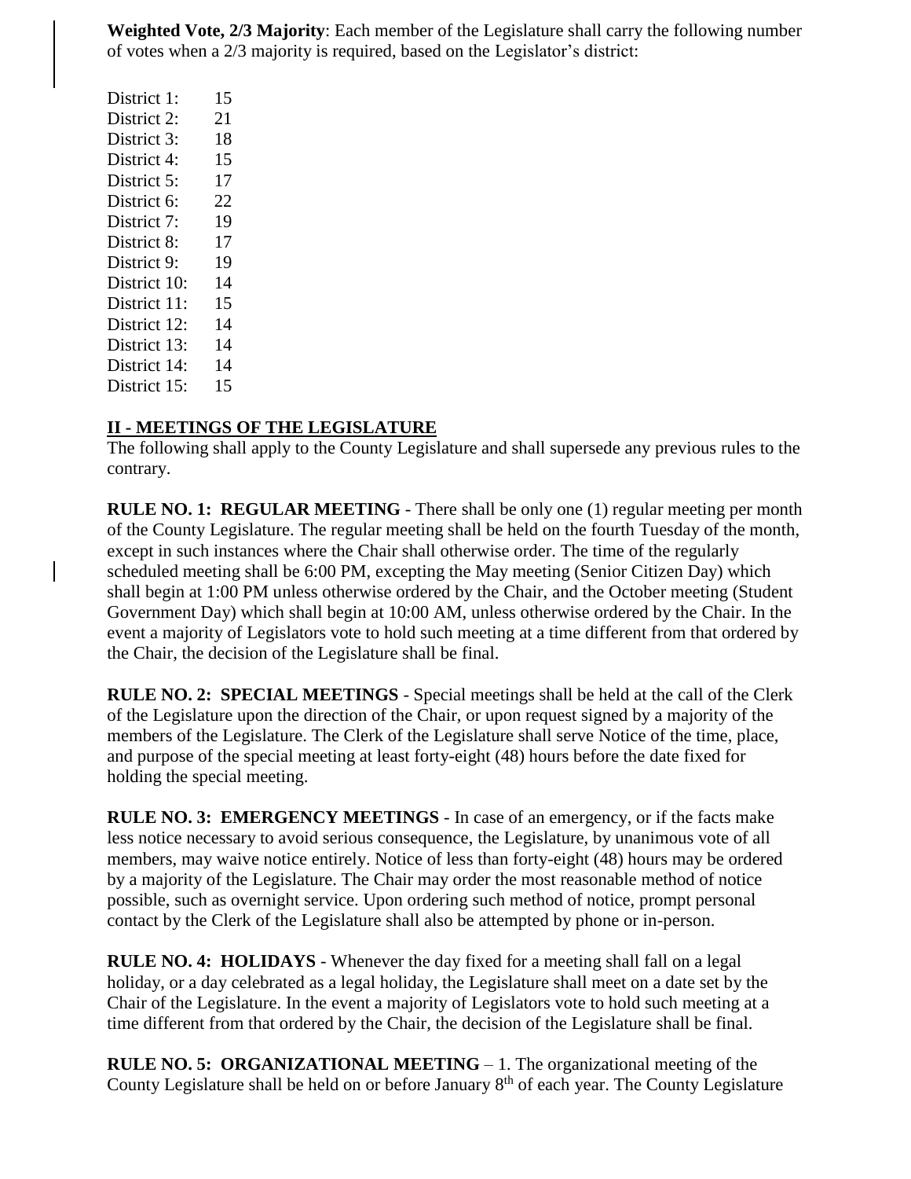**Weighted Vote, 2/3 Majority**: Each member of the Legislature shall carry the following number of votes when a 2/3 majority is required, based on the Legislator's district:

| District | Votes |
|---|---|
| District 1: | 15 |
| District 2: | 21 |
| District 3: | 18 |
| District 4: | 15 |
| District 5: | 17 |
| District 6: | 22 |
| District 7: | 19 |
| District 8: | 17 |
| District 9: | 19 |
| District 10: | 14 |
| District 11: | 15 |
| District 12: | 14 |
| District 13: | 14 |
| District 14: | 14 |
| District 15: | 15 |

## II - MEETINGS OF THE LEGISLATURE

The following shall apply to the County Legislature and shall supersede any previous rules to the contrary.

**RULE NO. 1: REGULAR MEETING** - There shall be only one (1) regular meeting per month of the County Legislature. The regular meeting shall be held on the fourth Tuesday of the month, except in such instances where the Chair shall otherwise order. The time of the regularly scheduled meeting shall be 6:00 PM, excepting the May meeting (Senior Citizen Day) which shall begin at 1:00 PM unless otherwise ordered by the Chair, and the October meeting (Student Government Day) which shall begin at 10:00 AM, unless otherwise ordered by the Chair. In the event a majority of Legislators vote to hold such meeting at a time different from that ordered by the Chair, the decision of the Legislature shall be final.

**RULE NO. 2: SPECIAL MEETINGS** - Special meetings shall be held at the call of the Clerk of the Legislature upon the direction of the Chair, or upon request signed by a majority of the members of the Legislature. The Clerk of the Legislature shall serve Notice of the time, place, and purpose of the special meeting at least forty-eight (48) hours before the date fixed for holding the special meeting.

**RULE NO. 3: EMERGENCY MEETINGS** - In case of an emergency, or if the facts make less notice necessary to avoid serious consequence, the Legislature, by unanimous vote of all members, may waive notice entirely. Notice of less than forty-eight (48) hours may be ordered by a majority of the Legislature. The Chair may order the most reasonable method of notice possible, such as overnight service. Upon ordering such method of notice, prompt personal contact by the Clerk of the Legislature shall also be attempted by phone or in-person.

**RULE NO. 4: HOLIDAYS** - Whenever the day fixed for a meeting shall fall on a legal holiday, or a day celebrated as a legal holiday, the Legislature shall meet on a date set by the Chair of the Legislature. In the event a majority of Legislators vote to hold such meeting at a time different from that ordered by the Chair, the decision of the Legislature shall be final.

**RULE NO. 5: ORGANIZATIONAL MEETING** – 1. The organizational meeting of the County Legislature shall be held on or before January 8th of each year. The County Legislature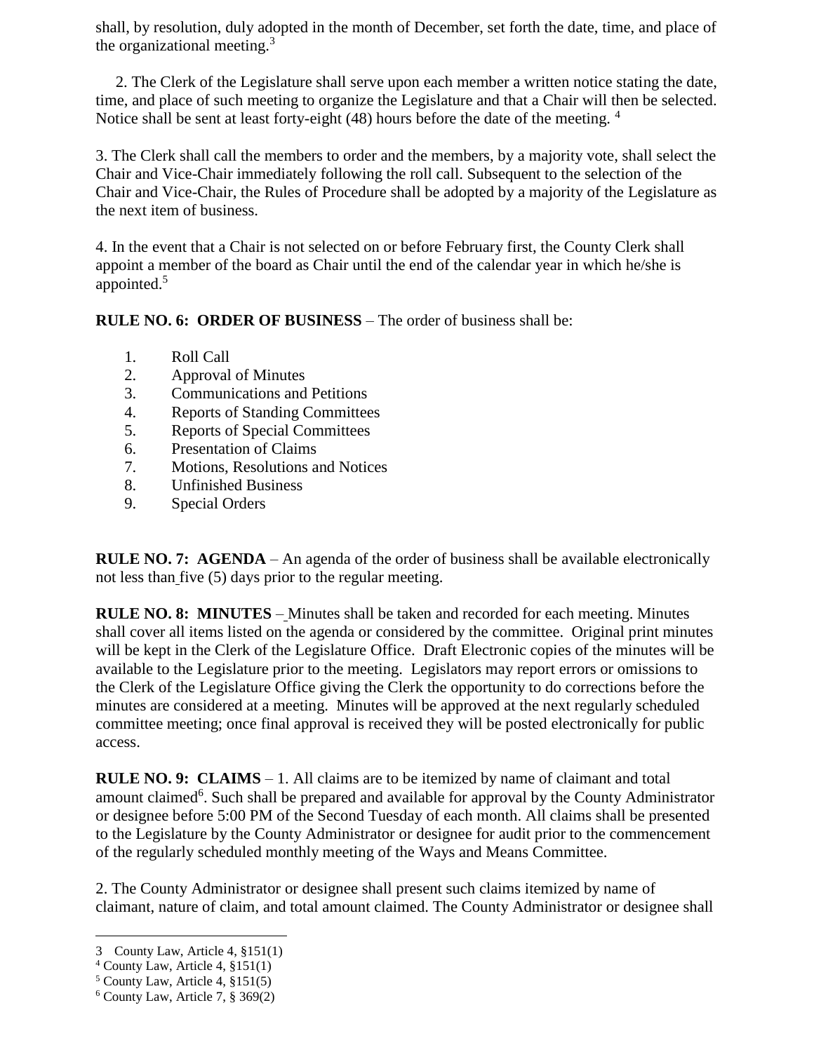shall, by resolution, duly adopted in the month of December, set forth the date, time, and place of the organizational meeting.[3]

2. The Clerk of the Legislature shall serve upon each member a written notice stating the date, time, and place of such meeting to organize the Legislature and that a Chair will then be selected. Notice shall be sent at least forty-eight (48) hours before the date of the meeting. [4]

3. The Clerk shall call the members to order and the members, by a majority vote, shall select the Chair and Vice-Chair immediately following the roll call. Subsequent to the selection of the Chair and Vice-Chair, the Rules of Procedure shall be adopted by a majority of the Legislature as the next item of business.

4. In the event that a Chair is not selected on or before February first, the County Clerk shall appoint a member of the board as Chair until the end of the calendar year in which he/she is appointed.[5]

**RULE NO. 6: ORDER OF BUSINESS** – The order of business shall be:

1. Roll Call
2. Approval of Minutes
3. Communications and Petitions
4. Reports of Standing Committees
5. Reports of Special Committees
6. Presentation of Claims
7. Motions, Resolutions and Notices
8. Unfinished Business
9. Special Orders

**RULE NO. 7: AGENDA** – An agenda of the order of business shall be available electronically not less than five (5) days prior to the regular meeting.

**RULE NO. 8: MINUTES** – Minutes shall be taken and recorded for each meeting. Minutes shall cover all items listed on the agenda or considered by the committee. Original print minutes will be kept in the Clerk of the Legislature Office. Draft Electronic copies of the minutes will be available to the Legislature prior to the meeting. Legislators may report errors or omissions to the Clerk of the Legislature Office giving the Clerk the opportunity to do corrections before the minutes are considered at a meeting. Minutes will be approved at the next regularly scheduled committee meeting; once final approval is received they will be posted electronically for public access.

**RULE NO. 9: CLAIMS** – 1. All claims are to be itemized by name of claimant and total amount claimed[6]. Such shall be prepared and available for approval by the County Administrator or designee before 5:00 PM of the Second Tuesday of each month. All claims shall be presented to the Legislature by the County Administrator or designee for audit prior to the commencement of the regularly scheduled monthly meeting of the Ways and Means Committee.

2. The County Administrator or designee shall present such claims itemized by name of claimant, nature of claim, and total amount claimed. The County Administrator or designee shall

---

3 County Law, Article 4, §151(1)

4 County Law, Article 4, §151(1)

5 County Law, Article 4, §151(5)

6 County Law, Article 7, § 369(2)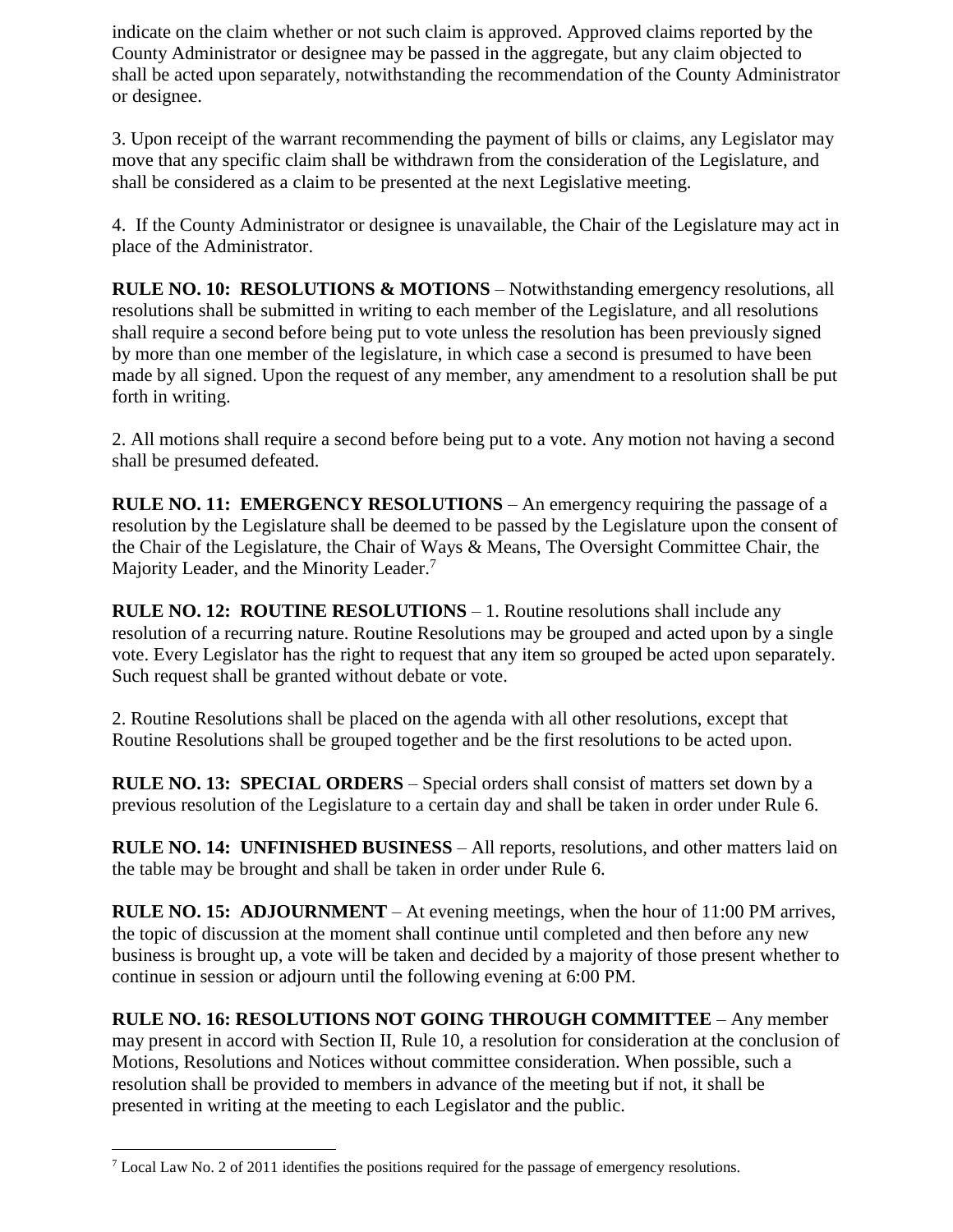indicate on the claim whether or not such claim is approved. Approved claims reported by the County Administrator or designee may be passed in the aggregate, but any claim objected to shall be acted upon separately, notwithstanding the recommendation of the County Administrator or designee.

3. Upon receipt of the warrant recommending the payment of bills or claims, any Legislator may move that any specific claim shall be withdrawn from the consideration of the Legislature, and shall be considered as a claim to be presented at the next Legislative meeting.

4. If the County Administrator or designee is unavailable, the Chair of the Legislature may act in place of the Administrator.

**RULE NO. 10: RESOLUTIONS & MOTIONS** – Notwithstanding emergency resolutions, all resolutions shall be submitted in writing to each member of the Legislature, and all resolutions shall require a second before being put to vote unless the resolution has been previously signed by more than one member of the legislature, in which case a second is presumed to have been made by all signed. Upon the request of any member, any amendment to a resolution shall be put forth in writing.

2. All motions shall require a second before being put to a vote. Any motion not having a second shall be presumed defeated.

**RULE NO. 11: EMERGENCY RESOLUTIONS** – An emergency requiring the passage of a resolution by the Legislature shall be deemed to be passed by the Legislature upon the consent of the Chair of the Legislature, the Chair of Ways & Means, The Oversight Committee Chair, the Majority Leader, and the Minority Leader.[7]

**RULE NO. 12: ROUTINE RESOLUTIONS** – 1. Routine resolutions shall include any resolution of a recurring nature. Routine Resolutions may be grouped and acted upon by a single vote. Every Legislator has the right to request that any item so grouped be acted upon separately. Such request shall be granted without debate or vote.

2. Routine Resolutions shall be placed on the agenda with all other resolutions, except that Routine Resolutions shall be grouped together and be the first resolutions to be acted upon.

**RULE NO. 13: SPECIAL ORDERS** – Special orders shall consist of matters set down by a previous resolution of the Legislature to a certain day and shall be taken in order under Rule 6.

**RULE NO. 14: UNFINISHED BUSINESS** – All reports, resolutions, and other matters laid on the table may be brought and shall be taken in order under Rule 6.

**RULE NO. 15: ADJOURNMENT** – At evening meetings, when the hour of 11:00 PM arrives, the topic of discussion at the moment shall continue until completed and then before any new business is brought up, a vote will be taken and decided by a majority of those present whether to continue in session or adjourn until the following evening at 6:00 PM.

**RULE NO. 16: RESOLUTIONS NOT GOING THROUGH COMMITTEE** – Any member may present in accord with Section II, Rule 10, a resolution for consideration at the conclusion of Motions, Resolutions and Notices without committee consideration. When possible, such a resolution shall be provided to members in advance of the meeting but if not, it shall be presented in writing at the meeting to each Legislator and the public.

---

[7] Local Law No. 2 of 2011 identifies the positions required for the passage of emergency resolutions.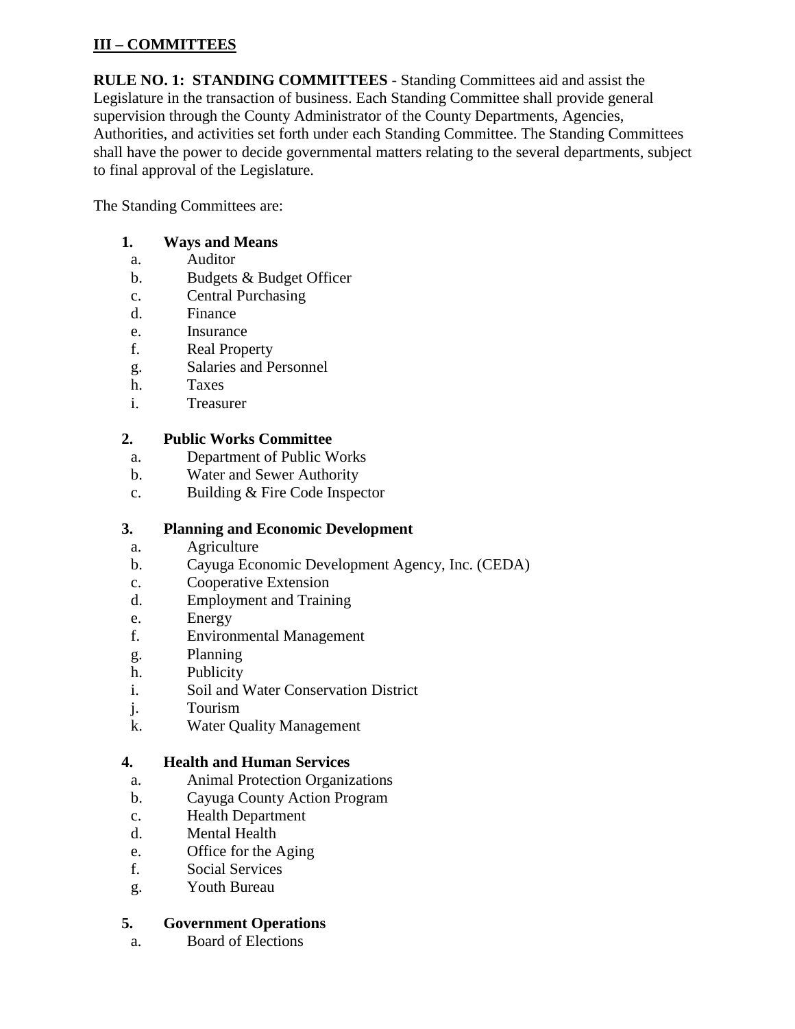## III – COMMITTEES

**RULE NO. 1: STANDING COMMITTEES** - Standing Committees aid and assist the Legislature in the transaction of business. Each Standing Committee shall provide general supervision through the County Administrator of the County Departments, Agencies, Authorities, and activities set forth under each Standing Committee. The Standing Committees shall have the power to decide governmental matters relating to the several departments, subject to final approval of the Legislature.

The Standing Committees are:

**1. Ways and Means**

a. Auditor
b. Budgets & Budget Officer
c. Central Purchasing
d. Finance
e. Insurance
f. Real Property
g. Salaries and Personnel
h. Taxes
i. Treasurer

**2. Public Works Committee**

a. Department of Public Works
b. Water and Sewer Authority
c. Building & Fire Code Inspector

**3. Planning and Economic Development**

a. Agriculture
b. Cayuga Economic Development Agency, Inc. (CEDA)
c. Cooperative Extension
d. Employment and Training
e. Energy
f. Environmental Management
g. Planning
h. Publicity
i. Soil and Water Conservation District
j. Tourism
k. Water Quality Management

**4. Health and Human Services**

a. Animal Protection Organizations
b. Cayuga County Action Program
c. Health Department
d. Mental Health
e. Office for the Aging
f. Social Services
g. Youth Bureau

**5. Government Operations**

a. Board of Elections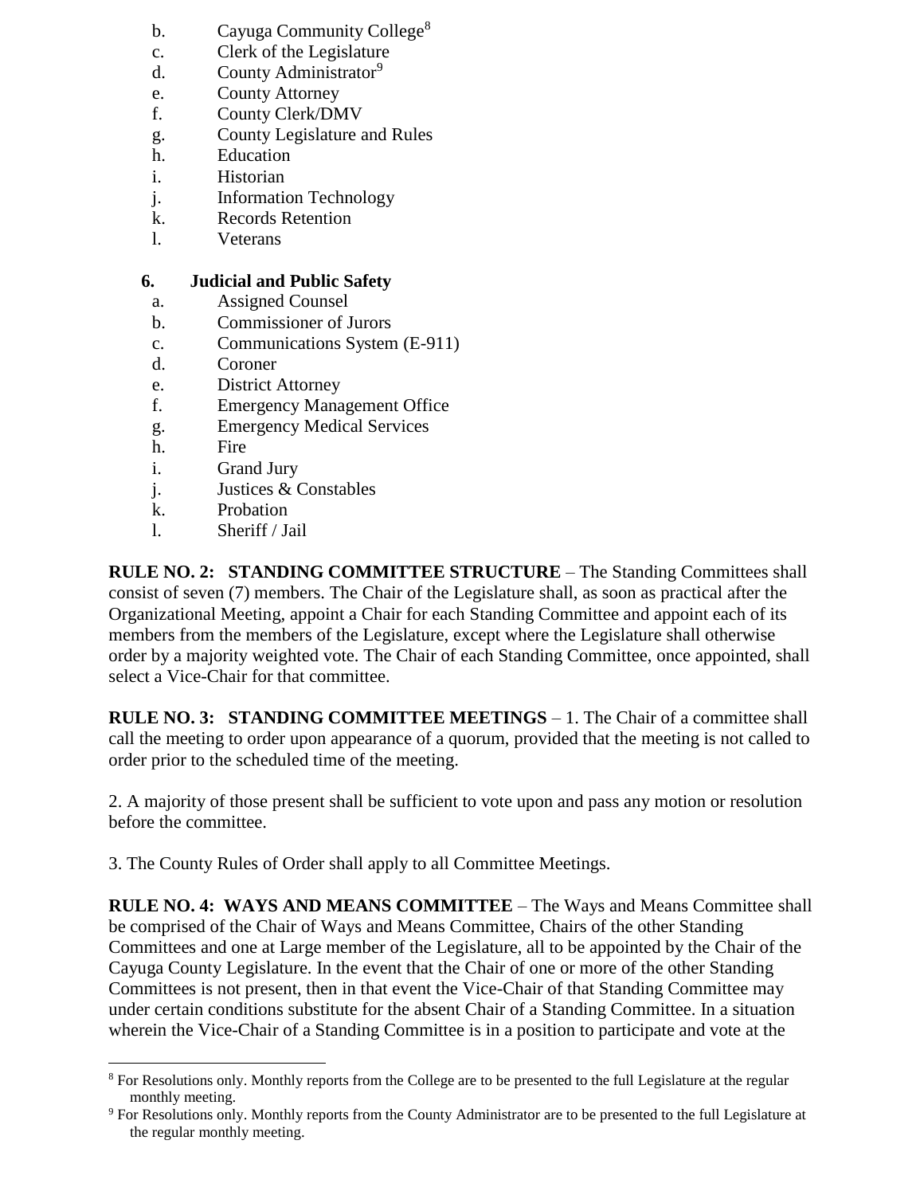b. Cayuga Community College[8]
c. Clerk of the Legislature
d. County Administrator[9]
e. County Attorney
f. County Clerk/DMV
g. County Legislature and Rules
h. Education
i. Historian
j. Information Technology
k. Records Retention
l. Veterans

**6. Judicial and Public Safety**

a. Assigned Counsel
b. Commissioner of Jurors
c. Communications System (E-911)
d. Coroner
e. District Attorney
f. Emergency Management Office
g. Emergency Medical Services
h. Fire
i. Grand Jury
j. Justices & Constables
k. Probation
l. Sheriff / Jail

**RULE NO. 2: STANDING COMMITTEE STRUCTURE** – The Standing Committees shall consist of seven (7) members. The Chair of the Legislature shall, as soon as practical after the Organizational Meeting, appoint a Chair for each Standing Committee and appoint each of its members from the members of the Legislature, except where the Legislature shall otherwise order by a majority weighted vote. The Chair of each Standing Committee, once appointed, shall select a Vice-Chair for that committee.

**RULE NO. 3: STANDING COMMITTEE MEETINGS** – 1. The Chair of a committee shall call the meeting to order upon appearance of a quorum, provided that the meeting is not called to order prior to the scheduled time of the meeting.

2. A majority of those present shall be sufficient to vote upon and pass any motion or resolution before the committee.

3. The County Rules of Order shall apply to all Committee Meetings.

**RULE NO. 4: WAYS AND MEANS COMMITTEE** – The Ways and Means Committee shall be comprised of the Chair of Ways and Means Committee, Chairs of the other Standing Committees and one at Large member of the Legislature, all to be appointed by the Chair of the Cayuga County Legislature. In the event that the Chair of one or more of the other Standing Committees is not present, then in that event the Vice-Chair of that Standing Committee may under certain conditions substitute for the absent Chair of a Standing Committee. In a situation wherein the Vice-Chair of a Standing Committee is in a position to participate and vote at the

---

[8] For Resolutions only. Monthly reports from the College are to be presented to the full Legislature at the regular monthly meeting.

[9] For Resolutions only. Monthly reports from the County Administrator are to be presented to the full Legislature at the regular monthly meeting.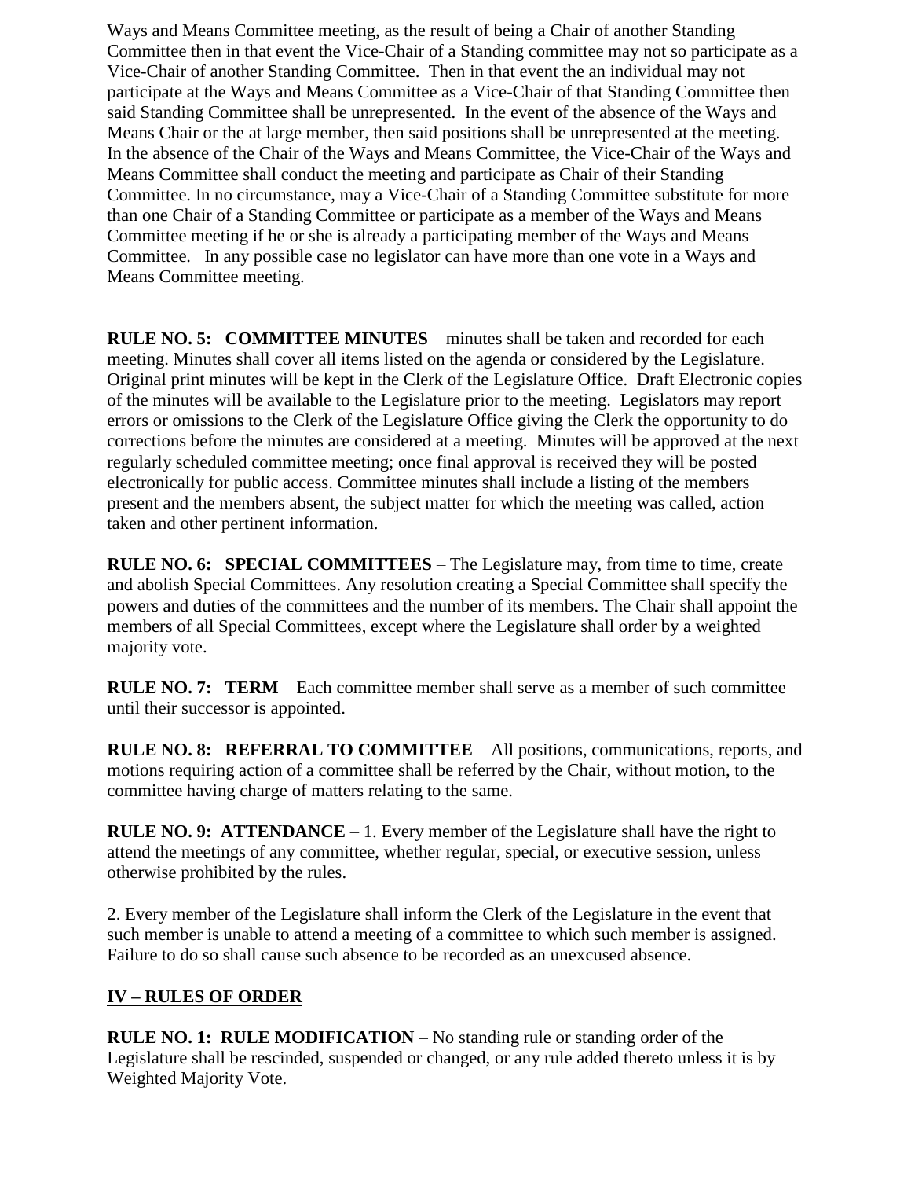Ways and Means Committee meeting, as the result of being a Chair of another Standing Committee then in that event the Vice-Chair of a Standing committee may not so participate as a Vice-Chair of another Standing Committee. Then in that event the an individual may not participate at the Ways and Means Committee as a Vice-Chair of that Standing Committee then said Standing Committee shall be unrepresented. In the event of the absence of the Ways and Means Chair or the at large member, then said positions shall be unrepresented at the meeting. In the absence of the Chair of the Ways and Means Committee, the Vice-Chair of the Ways and Means Committee shall conduct the meeting and participate as Chair of their Standing Committee. In no circumstance, may a Vice-Chair of a Standing Committee substitute for more than one Chair of a Standing Committee or participate as a member of the Ways and Means Committee meeting if he or she is already a participating member of the Ways and Means Committee. In any possible case no legislator can have more than one vote in a Ways and Means Committee meeting.

**RULE NO. 5: COMMITTEE MINUTES** – minutes shall be taken and recorded for each meeting. Minutes shall cover all items listed on the agenda or considered by the Legislature. Original print minutes will be kept in the Clerk of the Legislature Office. Draft Electronic copies of the minutes will be available to the Legislature prior to the meeting. Legislators may report errors or omissions to the Clerk of the Legislature Office giving the Clerk the opportunity to do corrections before the minutes are considered at a meeting. Minutes will be approved at the next regularly scheduled committee meeting; once final approval is received they will be posted electronically for public access. Committee minutes shall include a listing of the members present and the members absent, the subject matter for which the meeting was called, action taken and other pertinent information.

**RULE NO. 6: SPECIAL COMMITTEES** – The Legislature may, from time to time, create and abolish Special Committees. Any resolution creating a Special Committee shall specify the powers and duties of the committees and the number of its members. The Chair shall appoint the members of all Special Committees, except where the Legislature shall order by a weighted majority vote.

**RULE NO. 7: TERM** – Each committee member shall serve as a member of such committee until their successor is appointed.

**RULE NO. 8: REFERRAL TO COMMITTEE** – All positions, communications, reports, and motions requiring action of a committee shall be referred by the Chair, without motion, to the committee having charge of matters relating to the same.

**RULE NO. 9: ATTENDANCE** – 1. Every member of the Legislature shall have the right to attend the meetings of any committee, whether regular, special, or executive session, unless otherwise prohibited by the rules.

2. Every member of the Legislature shall inform the Clerk of the Legislature in the event that such member is unable to attend a meeting of a committee to which such member is assigned. Failure to do so shall cause such absence to be recorded as an unexcused absence.

## IV – RULES OF ORDER

**RULE NO. 1: RULE MODIFICATION** – No standing rule or standing order of the Legislature shall be rescinded, suspended or changed, or any rule added thereto unless it is by Weighted Majority Vote.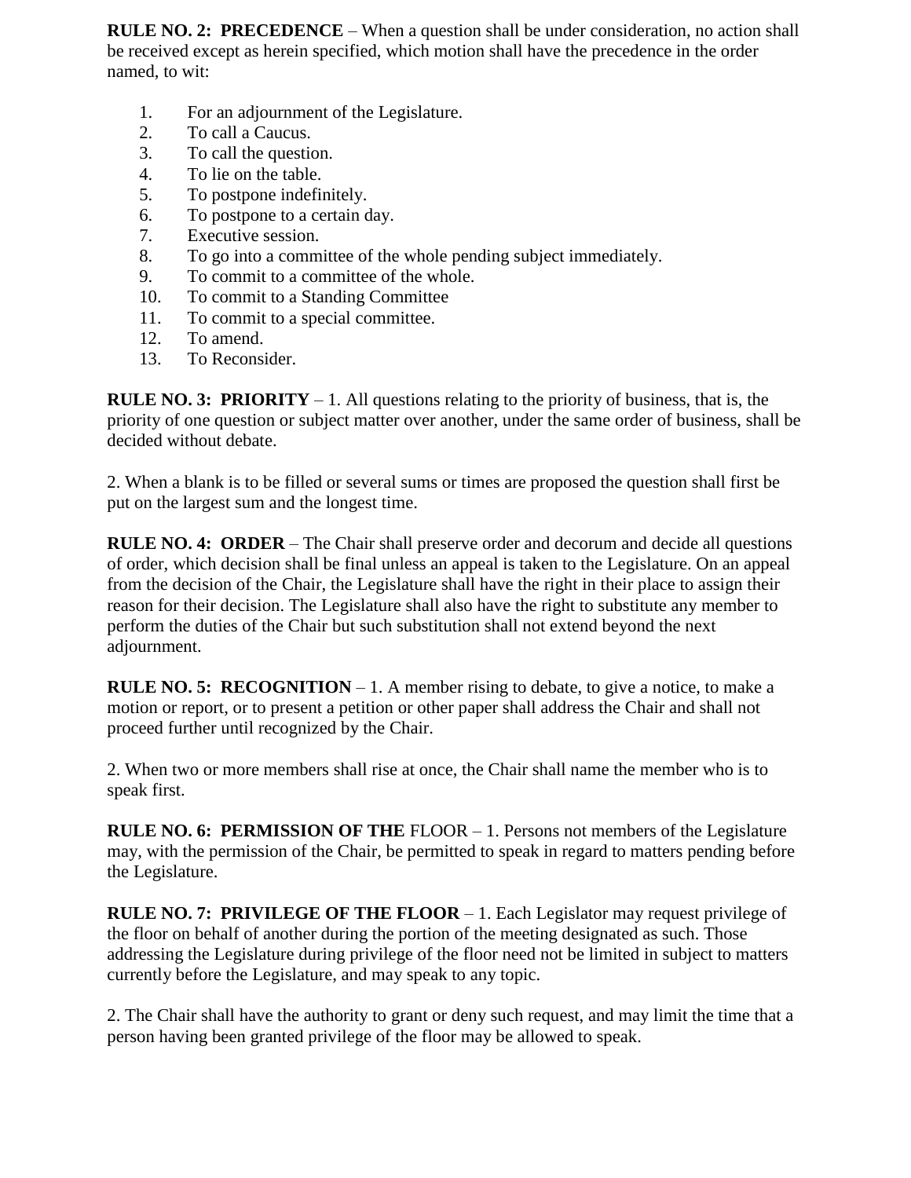**RULE NO. 2: PRECEDENCE** – When a question shall be under consideration, no action shall be received except as herein specified, which motion shall have the precedence in the order named, to wit:

1. For an adjournment of the Legislature.
2. To call a Caucus.
3. To call the question.
4. To lie on the table.
5. To postpone indefinitely.
6. To postpone to a certain day.
7. Executive session.
8. To go into a committee of the whole pending subject immediately.
9. To commit to a committee of the whole.
10. To commit to a Standing Committee
11. To commit to a special committee.
12. To amend.
13. To Reconsider.

**RULE NO. 3: PRIORITY** – 1. All questions relating to the priority of business, that is, the priority of one question or subject matter over another, under the same order of business, shall be decided without debate.

2. When a blank is to be filled or several sums or times are proposed the question shall first be put on the largest sum and the longest time.

**RULE NO. 4: ORDER** – The Chair shall preserve order and decorum and decide all questions of order, which decision shall be final unless an appeal is taken to the Legislature. On an appeal from the decision of the Chair, the Legislature shall have the right in their place to assign their reason for their decision. The Legislature shall also have the right to substitute any member to perform the duties of the Chair but such substitution shall not extend beyond the next adjournment.

**RULE NO. 5: RECOGNITION** – 1. A member rising to debate, to give a notice, to make a motion or report, or to present a petition or other paper shall address the Chair and shall not proceed further until recognized by the Chair.

2. When two or more members shall rise at once, the Chair shall name the member who is to speak first.

**RULE NO. 6: PERMISSION OF THE** FLOOR – 1. Persons not members of the Legislature may, with the permission of the Chair, be permitted to speak in regard to matters pending before the Legislature.

**RULE NO. 7: PRIVILEGE OF THE FLOOR** – 1. Each Legislator may request privilege of the floor on behalf of another during the portion of the meeting designated as such. Those addressing the Legislature during privilege of the floor need not be limited in subject to matters currently before the Legislature, and may speak to any topic.

2. The Chair shall have the authority to grant or deny such request, and may limit the time that a person having been granted privilege of the floor may be allowed to speak.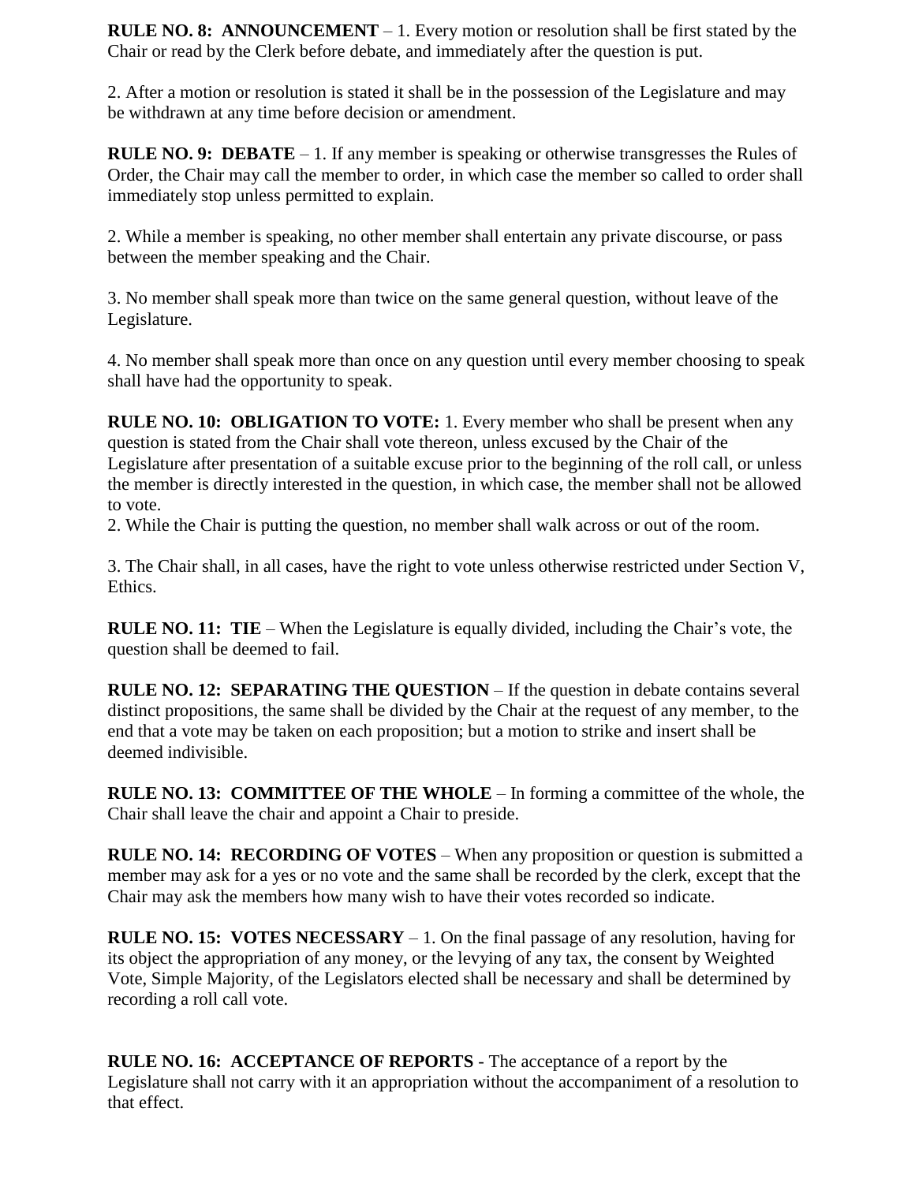**RULE NO. 8: ANNOUNCEMENT** – 1. Every motion or resolution shall be first stated by the Chair or read by the Clerk before debate, and immediately after the question is put.

2. After a motion or resolution is stated it shall be in the possession of the Legislature and may be withdrawn at any time before decision or amendment.

**RULE NO. 9: DEBATE** – 1. If any member is speaking or otherwise transgresses the Rules of Order, the Chair may call the member to order, in which case the member so called to order shall immediately stop unless permitted to explain.

2. While a member is speaking, no other member shall entertain any private discourse, or pass between the member speaking and the Chair.

3. No member shall speak more than twice on the same general question, without leave of the Legislature.

4. No member shall speak more than once on any question until every member choosing to speak shall have had the opportunity to speak.

**RULE NO. 10: OBLIGATION TO VOTE:** 1. Every member who shall be present when any question is stated from the Chair shall vote thereon, unless excused by the Chair of the Legislature after presentation of a suitable excuse prior to the beginning of the roll call, or unless the member is directly interested in the question, in which case, the member shall not be allowed to vote.

2. While the Chair is putting the question, no member shall walk across or out of the room.

3. The Chair shall, in all cases, have the right to vote unless otherwise restricted under Section V, Ethics.

**RULE NO. 11: TIE** – When the Legislature is equally divided, including the Chair's vote, the question shall be deemed to fail.

**RULE NO. 12: SEPARATING THE QUESTION** – If the question in debate contains several distinct propositions, the same shall be divided by the Chair at the request of any member, to the end that a vote may be taken on each proposition; but a motion to strike and insert shall be deemed indivisible.

**RULE NO. 13: COMMITTEE OF THE WHOLE** – In forming a committee of the whole, the Chair shall leave the chair and appoint a Chair to preside.

**RULE NO. 14: RECORDING OF VOTES** – When any proposition or question is submitted a member may ask for a yes or no vote and the same shall be recorded by the clerk, except that the Chair may ask the members how many wish to have their votes recorded so indicate.

**RULE NO. 15: VOTES NECESSARY** – 1. On the final passage of any resolution, having for its object the appropriation of any money, or the levying of any tax, the consent by Weighted Vote, Simple Majority, of the Legislators elected shall be necessary and shall be determined by recording a roll call vote.

**RULE NO. 16: ACCEPTANCE OF REPORTS** - The acceptance of a report by the Legislature shall not carry with it an appropriation without the accompaniment of a resolution to that effect.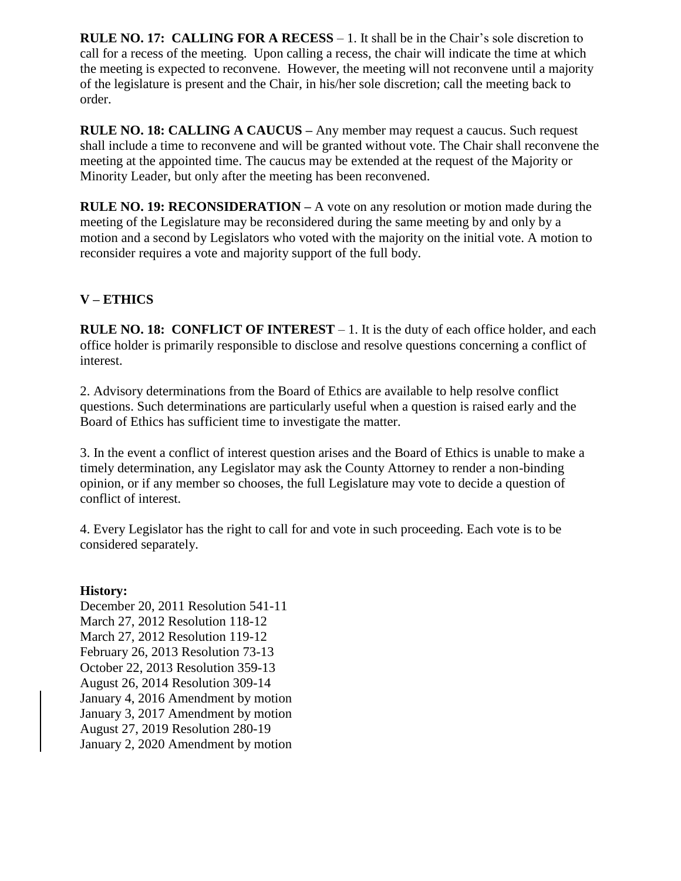**RULE NO. 17: CALLING FOR A RECESS** – 1. It shall be in the Chair's sole discretion to call for a recess of the meeting. Upon calling a recess, the chair will indicate the time at which the meeting is expected to reconvene. However, the meeting will not reconvene until a majority of the legislature is present and the Chair, in his/her sole discretion; call the meeting back to order.

**RULE NO. 18: CALLING A CAUCUS –** Any member may request a caucus. Such request shall include a time to reconvene and will be granted without vote. The Chair shall reconvene the meeting at the appointed time. The caucus may be extended at the request of the Majority or Minority Leader, but only after the meeting has been reconvened.

**RULE NO. 19: RECONSIDERATION –** A vote on any resolution or motion made during the meeting of the Legislature may be reconsidered during the same meeting by and only by a motion and a second by Legislators who voted with the majority on the initial vote. A motion to reconsider requires a vote and majority support of the full body.

## V – ETHICS

**RULE NO. 18: CONFLICT OF INTEREST** – 1. It is the duty of each office holder, and each office holder is primarily responsible to disclose and resolve questions concerning a conflict of interest.

2. Advisory determinations from the Board of Ethics are available to help resolve conflict questions. Such determinations are particularly useful when a question is raised early and the Board of Ethics has sufficient time to investigate the matter.

3. In the event a conflict of interest question arises and the Board of Ethics is unable to make a timely determination, any Legislator may ask the County Attorney to render a non-binding opinion, or if any member so chooses, the full Legislature may vote to decide a question of conflict of interest.

4. Every Legislator has the right to call for and vote in such proceeding. Each vote is to be considered separately.

**History:**
December 20, 2011 Resolution 541-11
March 27, 2012 Resolution 118-12
March 27, 2012 Resolution 119-12
February 26, 2013 Resolution 73-13
October 22, 2013 Resolution 359-13
August 26, 2014 Resolution 309-14
January 4, 2016 Amendment by motion
January 3, 2017 Amendment by motion
August 27, 2019 Resolution 280-19
January 2, 2020 Amendment by motion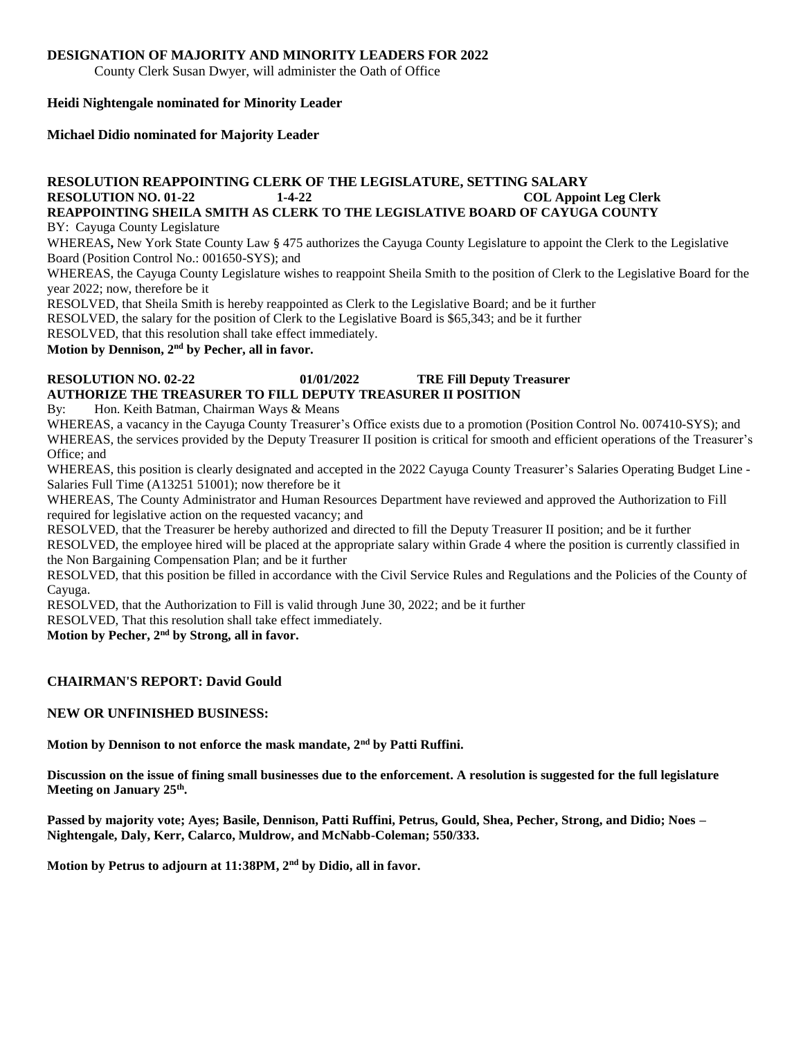**DESIGNATION OF MAJORITY AND MINORITY LEADERS FOR 2022**

County Clerk Susan Dwyer, will administer the Oath of Office

**Heidi Nightengale nominated for Minority Leader**

**Michael Didio nominated for Majority Leader**

**RESOLUTION REAPPOINTING CLERK OF THE LEGISLATURE, SETTING SALARY**

**RESOLUTION NO. 01-22 1-4-22 COL Appoint Leg Clerk**

**REAPPOINTING SHEILA SMITH AS CLERK TO THE LEGISLATIVE BOARD OF CAYUGA COUNTY**

BY: Cayuga County Legislature

WHEREAS, New York State County Law § 475 authorizes the Cayuga County Legislature to appoint the Clerk to the Legislative Board (Position Control No.: 001650-SYS); and

WHEREAS, the Cayuga County Legislature wishes to reappoint Sheila Smith to the position of Clerk to the Legislative Board for the year 2022; now, therefore be it

RESOLVED, that Sheila Smith is hereby reappointed as Clerk to the Legislative Board; and be it further

RESOLVED, the salary for the position of Clerk to the Legislative Board is $65,343; and be it further

RESOLVED, that this resolution shall take effect immediately.

**Motion by Dennison, 2nd by Pecher, all in favor.**

**RESOLUTION NO. 02-22 01/01/2022 TRE Fill Deputy Treasurer**

**AUTHORIZE THE TREASURER TO FILL DEPUTY TREASURER II POSITION**

By: Hon. Keith Batman, Chairman Ways & Means

WHEREAS, a vacancy in the Cayuga County Treasurer's Office exists due to a promotion (Position Control No. 007410-SYS); and

WHEREAS, the services provided by the Deputy Treasurer II position is critical for smooth and efficient operations of the Treasurer's Office; and

WHEREAS, this position is clearly designated and accepted in the 2022 Cayuga County Treasurer's Salaries Operating Budget Line - Salaries Full Time (A13251 51001); now therefore be it

WHEREAS, The County Administrator and Human Resources Department have reviewed and approved the Authorization to Fill required for legislative action on the requested vacancy; and

RESOLVED, that the Treasurer be hereby authorized and directed to fill the Deputy Treasurer II position; and be it further

RESOLVED, the employee hired will be placed at the appropriate salary within Grade 4 where the position is currently classified in the Non Bargaining Compensation Plan; and be it further

RESOLVED, that this position be filled in accordance with the Civil Service Rules and Regulations and the Policies of the County of Cayuga.

RESOLVED, that the Authorization to Fill is valid through June 30, 2022; and be it further

RESOLVED, That this resolution shall take effect immediately.

**Motion by Pecher, 2nd by Strong, all in favor.**

**CHAIRMAN'S REPORT: David Gould**

**NEW OR UNFINISHED BUSINESS:**

**Motion by Dennison to not enforce the mask mandate, 2nd by Patti Ruffini.**

**Discussion on the issue of fining small businesses due to the enforcement. A resolution is suggested for the full legislature Meeting on January 25th.**

**Passed by majority vote; Ayes; Basile, Dennison, Patti Ruffini, Petrus, Gould, Shea, Pecher, Strong, and Didio; Noes – Nightengale, Daly, Kerr, Calarco, Muldrow, and McNabb-Coleman; 550/333.**

**Motion by Petrus to adjourn at 11:38PM, 2nd by Didio, all in favor.**